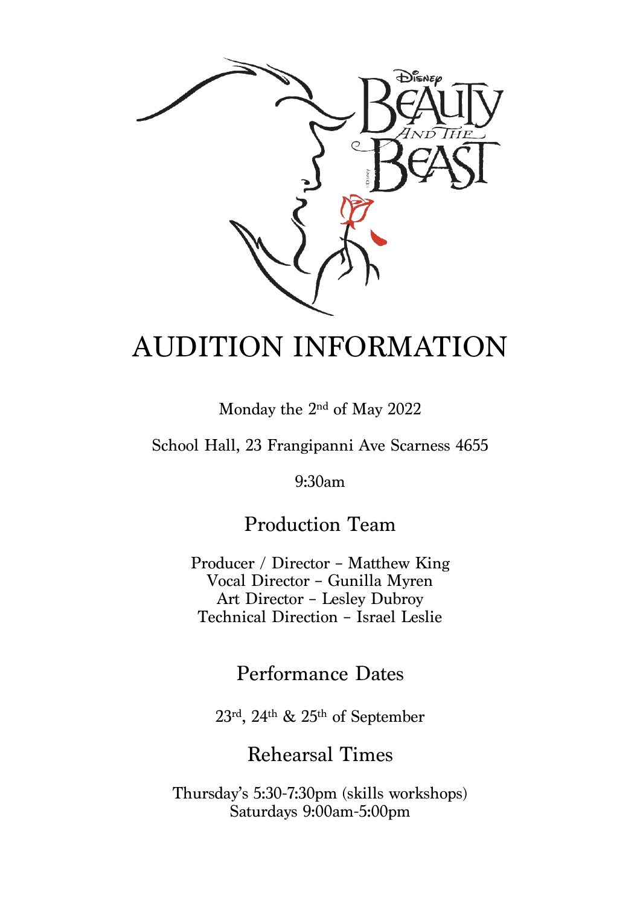# AUDITION INFORMATION

Monday the 2nd of May 2022

School Hall, 23 Frangipanni Ave Scarness 4655

9:30am

## Production Team

Producer / Director – Matthew King
Vocal Director – Gunilla Myren
Art Director – Lesley Dubroy
Technical Direction – Israel Leslie

## Performance Dates

23rd, 24th & 25th of September

## Rehearsal Times

Thursday's 5:30-7:30pm (skills workshops)
Saturdays 9:00am-5:00pm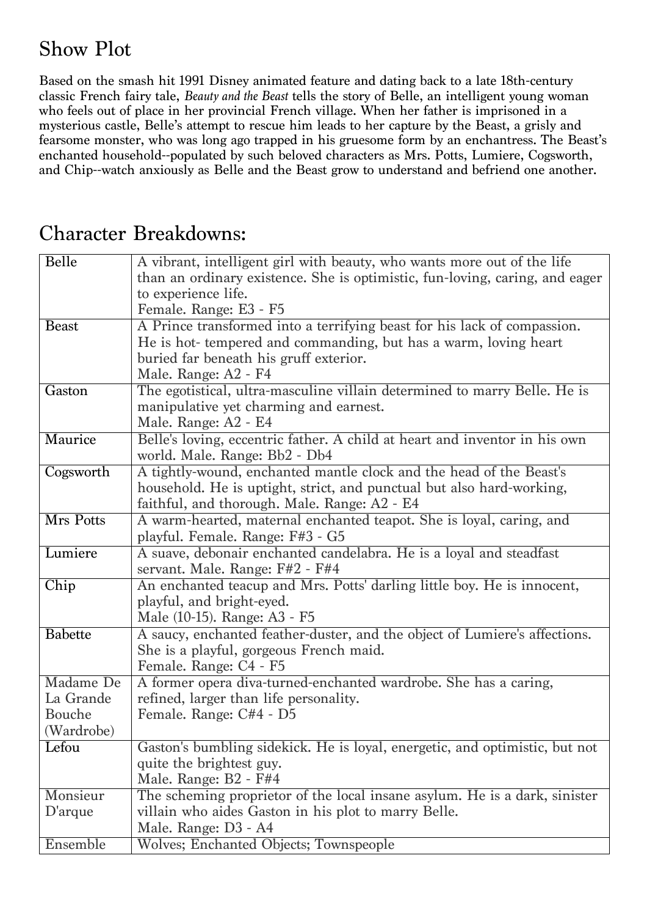## Show Plot

Based on the smash hit 1991 Disney animated feature and dating back to a late 18th-century classic French fairy tale, *Beauty and the Beast* tells the story of Belle, an intelligent young woman who feels out of place in her provincial French village. When her father is imprisoned in a mysterious castle, Belle's attempt to rescue him leads to her capture by the Beast, a grisly and fearsome monster, who was long ago trapped in his gruesome form by an enchantress. The Beast's enchanted household--populated by such beloved characters as Mrs. Potts, Lumiere, Cogsworth, and Chip--watch anxiously as Belle and the Beast grow to understand and befriend one another.

## Character Breakdowns:

| | |
|---|---|
| Belle | A vibrant, intelligent girl with beauty, who wants more out of the life than an ordinary existence. She is optimistic, fun-loving, caring, and eager to experience life.<br>Female. Range: E3 - F5 |
| Beast | A Prince transformed into a terrifying beast for his lack of compassion. He is hot- tempered and commanding, but has a warm, loving heart buried far beneath his gruff exterior.<br>Male. Range: A2 - F4 |
| Gaston | The egotistical, ultra-masculine villain determined to marry Belle. He is manipulative yet charming and earnest.<br>Male. Range: A2 - E4 |
| Maurice | Belle's loving, eccentric father. A child at heart and inventor in his own world. Male. Range: Bb2 - Db4 |
| Cogsworth | A tightly-wound, enchanted mantle clock and the head of the Beast's household. He is uptight, strict, and punctual but also hard-working, faithful, and thorough. Male. Range: A2 - E4 |
| Mrs Potts | A warm-hearted, maternal enchanted teapot. She is loyal, caring, and playful. Female. Range: F#3 - G5 |
| Lumiere | A suave, debonair enchanted candelabra. He is a loyal and steadfast servant. Male. Range: F#2 - F#4 |
| Chip | An enchanted teacup and Mrs. Potts' darling little boy. He is innocent, playful, and bright-eyed.<br>Male (10-15). Range: A3 - F5 |
| Babette | A saucy, enchanted feather-duster, and the object of Lumiere's affections. She is a playful, gorgeous French maid.<br>Female. Range: C4 - F5 |
| Madame De La Grande Bouche (Wardrobe) | A former opera diva-turned-enchanted wardrobe. She has a caring, refined, larger than life personality.<br>Female. Range: C#4 - D5 |
| Lefou | Gaston's bumbling sidekick. He is loyal, energetic, and optimistic, but not quite the brightest guy.<br>Male. Range: B2 - F#4 |
| Monsieur D'arque | The scheming proprietor of the local insane asylum. He is a dark, sinister villain who aides Gaston in his plot to marry Belle.<br>Male. Range: D3 - A4 |
| Ensemble | Wolves; Enchanted Objects; Townspeople |